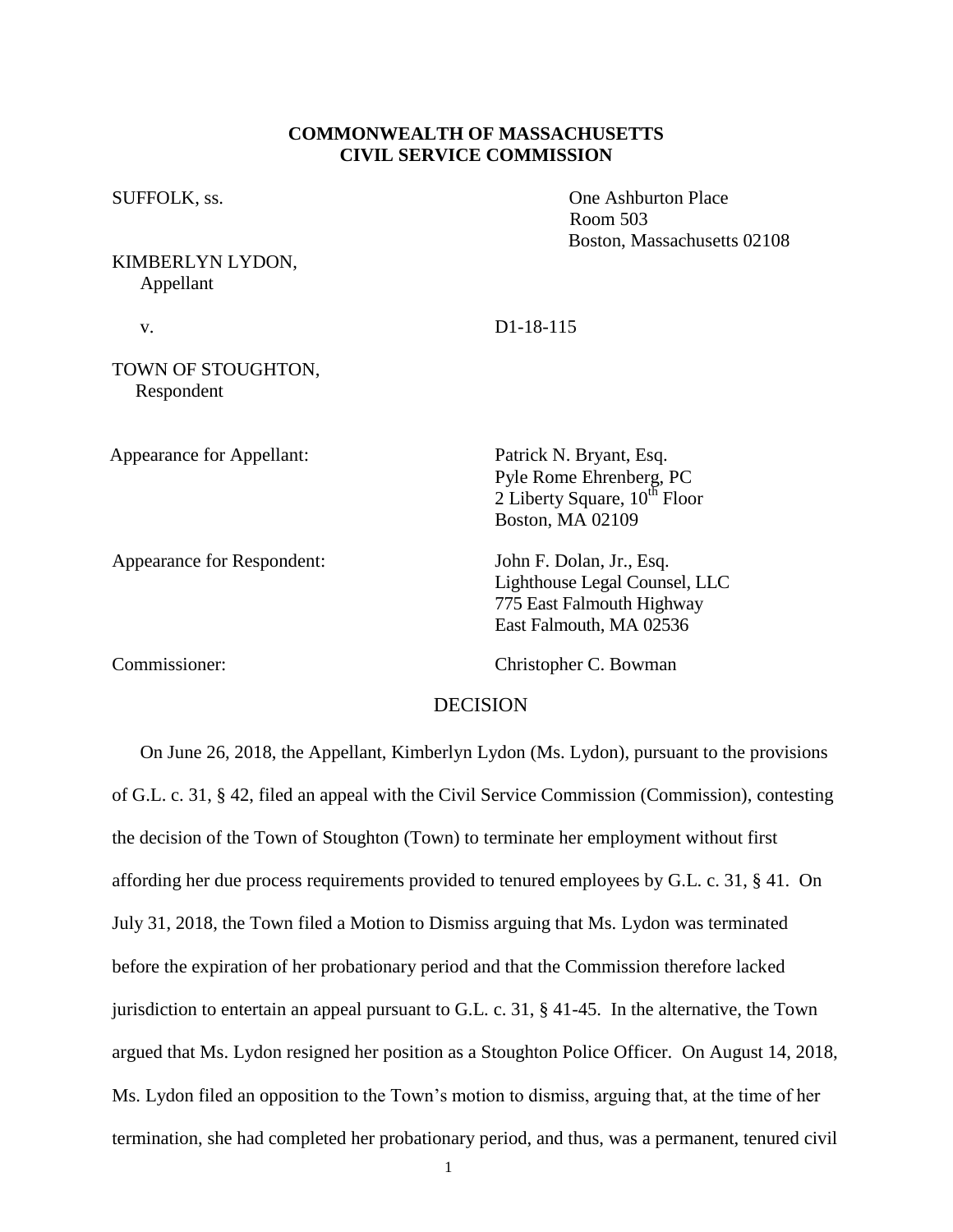**COMMONWEALTH OF MASSACHUSETTS**
**CIVIL SERVICE COMMISSION**

SUFFOLK, ss.

One Ashburton Place
Room 503
Boston, Massachusetts 02108

KIMBERLYN LYDON,
Appellant

v.

D1-18-115

TOWN OF STOUGHTON,
Respondent

Appearance for Appellant:
Patrick N. Bryant, Esq.
Pyle Rome Ehrenberg, PC
2 Liberty Square, 10th Floor
Boston, MA 02109

Appearance for Respondent:
John F. Dolan, Jr., Esq.
Lighthouse Legal Counsel, LLC
775 East Falmouth Highway
East Falmouth, MA 02536

Commissioner:
Christopher C. Bowman

## DECISION

On June 26, 2018, the Appellant, Kimberlyn Lydon (Ms. Lydon), pursuant to the provisions of G.L. c. 31, § 42, filed an appeal with the Civil Service Commission (Commission), contesting the decision of the Town of Stoughton (Town) to terminate her employment without first affording her due process requirements provided to tenured employees by G.L. c. 31, § 41. On July 31, 2018, the Town filed a Motion to Dismiss arguing that Ms. Lydon was terminated before the expiration of her probationary period and that the Commission therefore lacked jurisdiction to entertain an appeal pursuant to G.L. c. 31, § 41-45. In the alternative, the Town argued that Ms. Lydon resigned her position as a Stoughton Police Officer. On August 14, 2018, Ms. Lydon filed an opposition to the Town's motion to dismiss, arguing that, at the time of her termination, she had completed her probationary period, and thus, was a permanent, tenured civil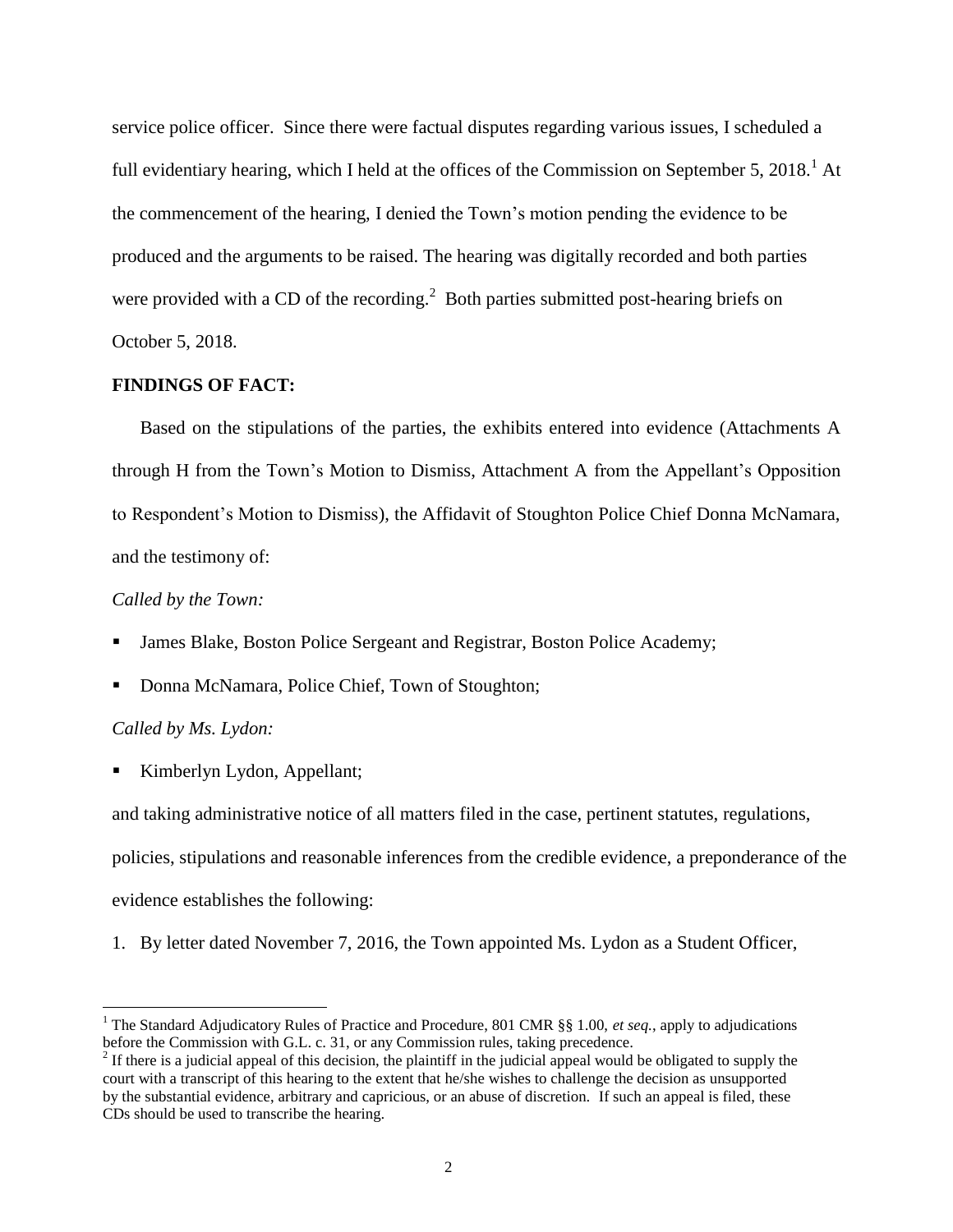service police officer. Since there were factual disputes regarding various issues, I scheduled a full evidentiary hearing, which I held at the offices of the Commission on September 5, 2018.[1] At the commencement of the hearing, I denied the Town's motion pending the evidence to be produced and the arguments to be raised. The hearing was digitally recorded and both parties were provided with a CD of the recording.[2] Both parties submitted post-hearing briefs on October 5, 2018.

**FINDINGS OF FACT:**

Based on the stipulations of the parties, the exhibits entered into evidence (Attachments A through H from the Town's Motion to Dismiss, Attachment A from the Appellant's Opposition to Respondent's Motion to Dismiss), the Affidavit of Stoughton Police Chief Donna McNamara, and the testimony of:

*Called by the Town:*

- James Blake, Boston Police Sergeant and Registrar, Boston Police Academy;
- Donna McNamara, Police Chief, Town of Stoughton;

*Called by Ms. Lydon:*

- Kimberlyn Lydon, Appellant;

and taking administrative notice of all matters filed in the case, pertinent statutes, regulations, policies, stipulations and reasonable inferences from the credible evidence, a preponderance of the evidence establishes the following:

1. By letter dated November 7, 2016, the Town appointed Ms. Lydon as a Student Officer,

---

[1] The Standard Adjudicatory Rules of Practice and Procedure, 801 CMR §§ 1.00, *et seq.*, apply to adjudications before the Commission with G.L. c. 31, or any Commission rules, taking precedence.

[2] If there is a judicial appeal of this decision, the plaintiff in the judicial appeal would be obligated to supply the court with a transcript of this hearing to the extent that he/she wishes to challenge the decision as unsupported by the substantial evidence, arbitrary and capricious, or an abuse of discretion. If such an appeal is filed, these CDs should be used to transcribe the hearing.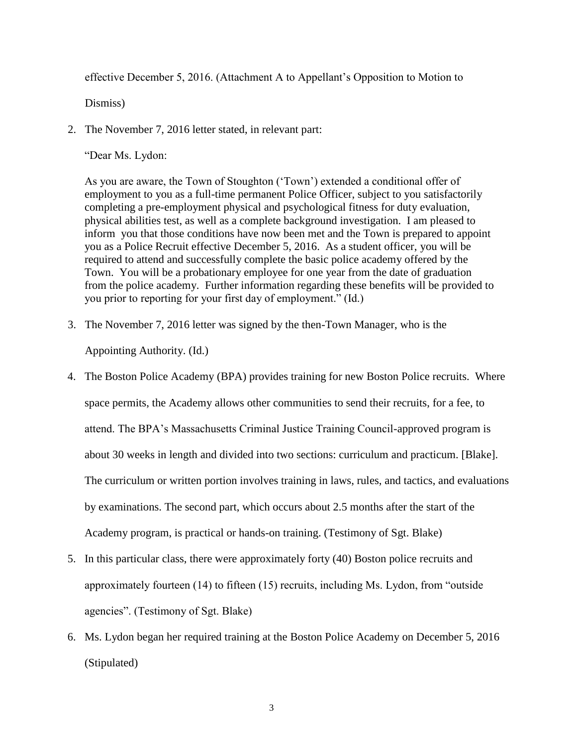effective December 5, 2016. (Attachment A to Appellant's Opposition to Motion to Dismiss)

2. The November 7, 2016 letter stated, in relevant part:

   "Dear Ms. Lydon:

   As you are aware, the Town of Stoughton ('Town') extended a conditional offer of employment to you as a full-time permanent Police Officer, subject to you satisfactorily completing a pre-employment physical and psychological fitness for duty evaluation, physical abilities test, as well as a complete background investigation. I am pleased to inform you that those conditions have now been met and the Town is prepared to appoint you as a Police Recruit effective December 5, 2016. As a student officer, you will be required to attend and successfully complete the basic police academy offered by the Town. You will be a probationary employee for one year from the date of graduation from the police academy. Further information regarding these benefits will be provided to you prior to reporting for your first day of employment." (Id.)

3. The November 7, 2016 letter was signed by the then-Town Manager, who is the Appointing Authority. (Id.)

4. The Boston Police Academy (BPA) provides training for new Boston Police recruits. Where space permits, the Academy allows other communities to send their recruits, for a fee, to attend. The BPA's Massachusetts Criminal Justice Training Council-approved program is about 30 weeks in length and divided into two sections: curriculum and practicum. [Blake]. The curriculum or written portion involves training in laws, rules, and tactics, and evaluations by examinations. The second part, which occurs about 2.5 months after the start of the Academy program, is practical or hands-on training. (Testimony of Sgt. Blake)

5. In this particular class, there were approximately forty (40) Boston police recruits and approximately fourteen (14) to fifteen (15) recruits, including Ms. Lydon, from "outside agencies". (Testimony of Sgt. Blake)

6. Ms. Lydon began her required training at the Boston Police Academy on December 5, 2016 (Stipulated)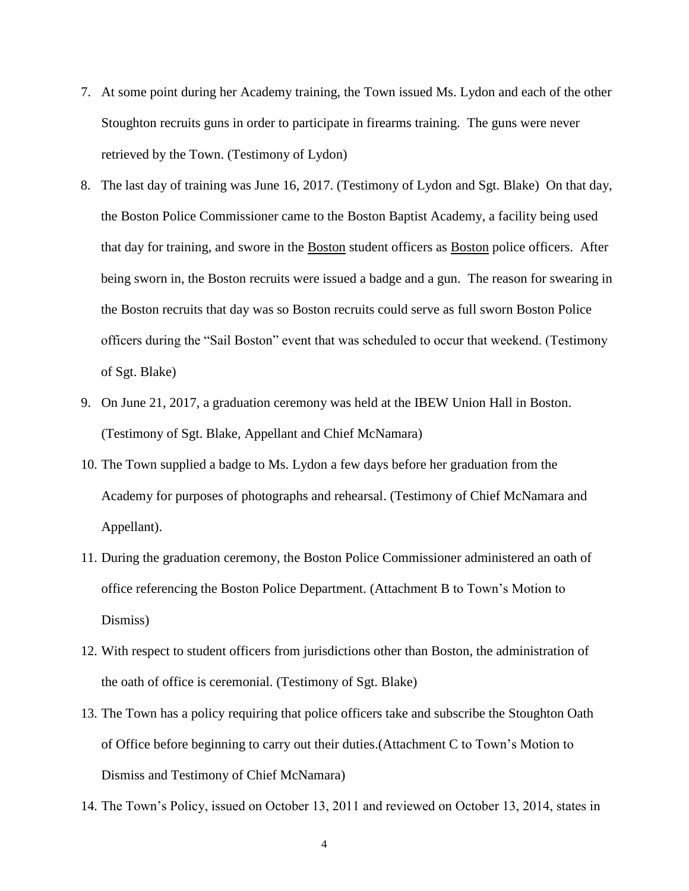7. At some point during her Academy training, the Town issued Ms. Lydon and each of the other Stoughton recruits guns in order to participate in firearms training. The guns were never retrieved by the Town. (Testimony of Lydon)

8. The last day of training was June 16, 2017. (Testimony of Lydon and Sgt. Blake) On that day, the Boston Police Commissioner came to the Boston Baptist Academy, a facility being used that day for training, and swore in the <u>Boston</u> student officers as <u>Boston</u> police officers. After being sworn in, the Boston recruits were issued a badge and a gun. The reason for swearing in the Boston recruits that day was so Boston recruits could serve as full sworn Boston Police officers during the "Sail Boston" event that was scheduled to occur that weekend. (Testimony of Sgt. Blake)

9. On June 21, 2017, a graduation ceremony was held at the IBEW Union Hall in Boston. (Testimony of Sgt. Blake, Appellant and Chief McNamara)

10. The Town supplied a badge to Ms. Lydon a few days before her graduation from the Academy for purposes of photographs and rehearsal. (Testimony of Chief McNamara and Appellant).

11. During the graduation ceremony, the Boston Police Commissioner administered an oath of office referencing the Boston Police Department. (Attachment B to Town's Motion to Dismiss)

12. With respect to student officers from jurisdictions other than Boston, the administration of the oath of office is ceremonial. (Testimony of Sgt. Blake)

13. The Town has a policy requiring that police officers take and subscribe the Stoughton Oath of Office before beginning to carry out their duties.(Attachment C to Town's Motion to Dismiss and Testimony of Chief McNamara)

14. The Town's Policy, issued on October 13, 2011 and reviewed on October 13, 2014, states in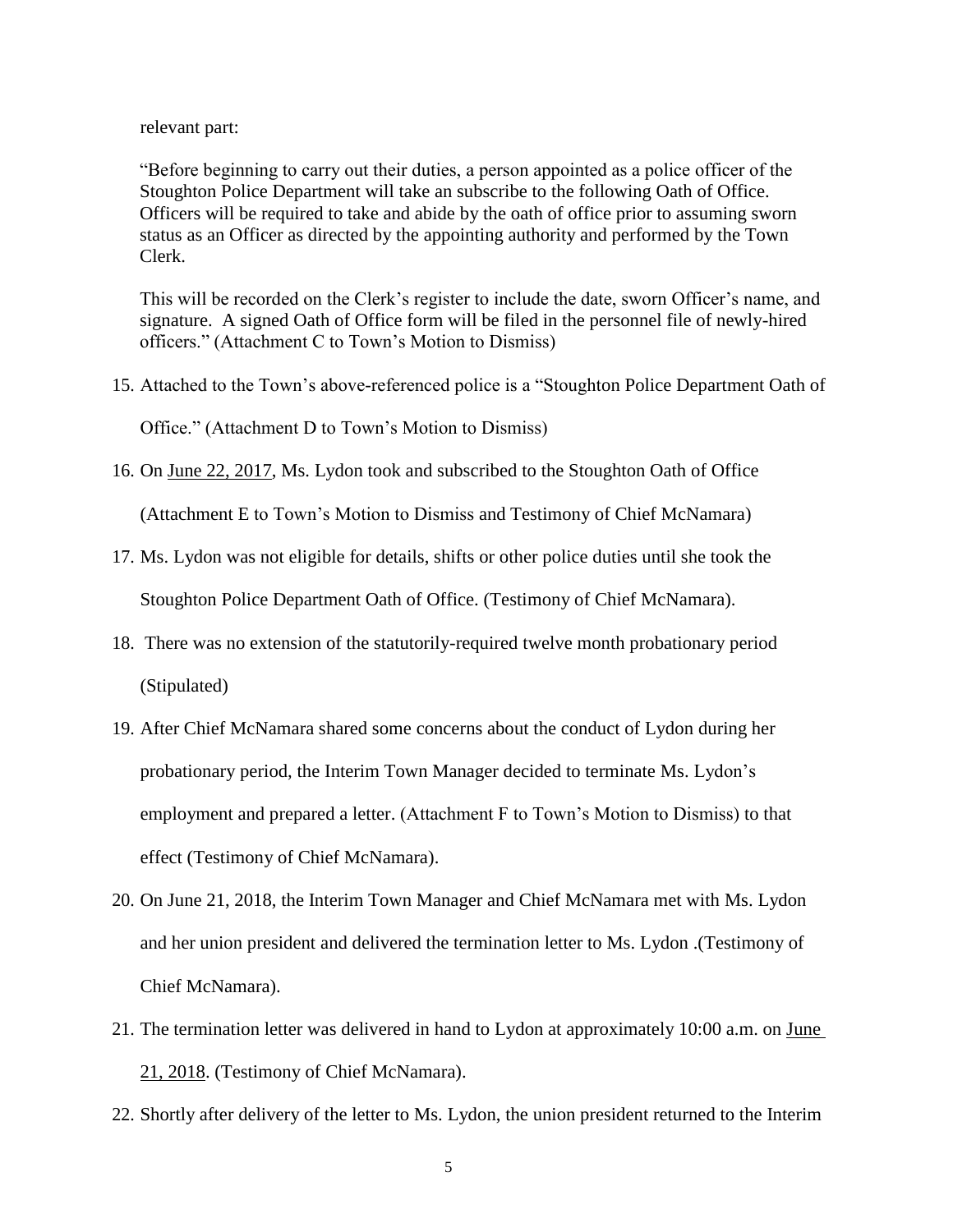relevant part:

> "Before beginning to carry out their duties, a person appointed as a police officer of the Stoughton Police Department will take an subscribe to the following Oath of Office. Officers will be required to take and abide by the oath of office prior to assuming sworn status as an Officer as directed by the appointing authority and performed by the Town Clerk.
>
> This will be recorded on the Clerk's register to include the date, sworn Officer's name, and signature. A signed Oath of Office form will be filed in the personnel file of newly-hired officers." (Attachment C to Town's Motion to Dismiss)

15. Attached to the Town's above-referenced police is a "Stoughton Police Department Oath of Office." (Attachment D to Town's Motion to Dismiss)
16. On <u>June 22, 2017</u>, Ms. Lydon took and subscribed to the Stoughton Oath of Office (Attachment E to Town's Motion to Dismiss and Testimony of Chief McNamara)
17. Ms. Lydon was not eligible for details, shifts or other police duties until she took the Stoughton Police Department Oath of Office. (Testimony of Chief McNamara).
18. There was no extension of the statutorily-required twelve month probationary period (Stipulated)
19. After Chief McNamara shared some concerns about the conduct of Lydon during her probationary period, the Interim Town Manager decided to terminate Ms. Lydon's employment and prepared a letter. (Attachment F to Town's Motion to Dismiss) to that effect (Testimony of Chief McNamara).
20. On June 21, 2018, the Interim Town Manager and Chief McNamara met with Ms. Lydon and her union president and delivered the termination letter to Ms. Lydon .(Testimony of Chief McNamara).
21. The termination letter was delivered in hand to Lydon at approximately 10:00 a.m. on <u>June 21, 2018</u>. (Testimony of Chief McNamara).
22. Shortly after delivery of the letter to Ms. Lydon, the union president returned to the Interim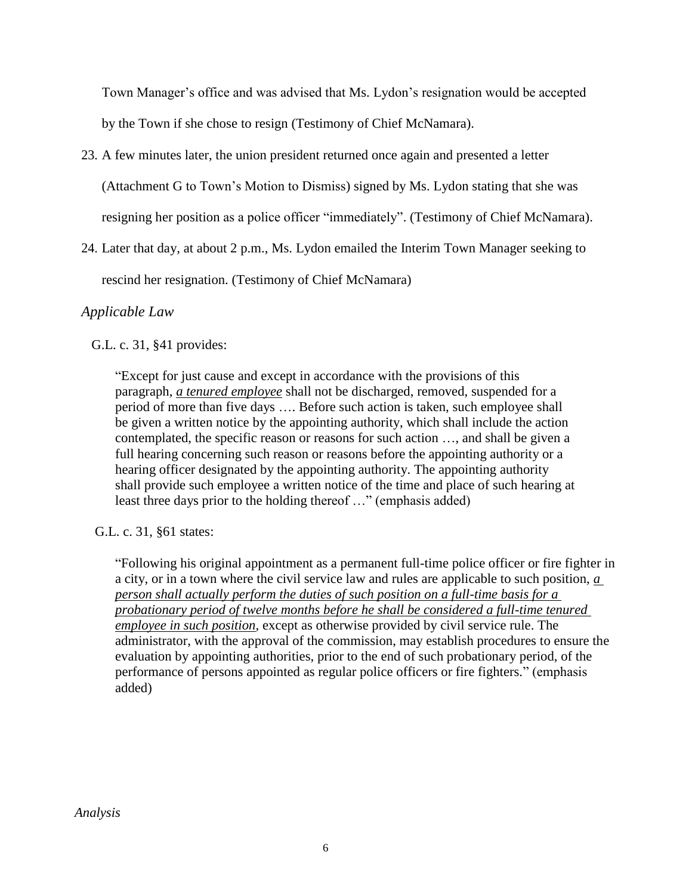Town Manager's office and was advised that Ms. Lydon's resignation would be accepted by the Town if she chose to resign (Testimony of Chief McNamara).

23. A few minutes later, the union president returned once again and presented a letter (Attachment G to Town's Motion to Dismiss) signed by Ms. Lydon stating that she was resigning her position as a police officer "immediately". (Testimony of Chief McNamara).

24. Later that day, at about 2 p.m., Ms. Lydon emailed the Interim Town Manager seeking to rescind her resignation. (Testimony of Chief McNamara)

*Applicable Law*

G.L. c. 31, §41 provides:

> "Except for just cause and except in accordance with the provisions of this paragraph, ***a tenured employee*** shall not be discharged, removed, suspended for a period of more than five days …. Before such action is taken, such employee shall be given a written notice by the appointing authority, which shall include the action contemplated, the specific reason or reasons for such action …, and shall be given a full hearing concerning such reason or reasons before the appointing authority or a hearing officer designated by the appointing authority. The appointing authority shall provide such employee a written notice of the time and place of such hearing at least three days prior to the holding thereof …" (emphasis added)

G.L. c. 31, §61 states:

> "Following his original appointment as a permanent full-time police officer or fire fighter in a city, or in a town where the civil service law and rules are applicable to such position, ***a person shall actually perform the duties of such position on a full-time basis for a probationary period of twelve months before he shall be considered a full-time tenured employee in such position***, except as otherwise provided by civil service rule. The administrator, with the approval of the commission, may establish procedures to ensure the evaluation by appointing authorities, prior to the end of such probationary period, of the performance of persons appointed as regular police officers or fire fighters." (emphasis added)

*Analysis*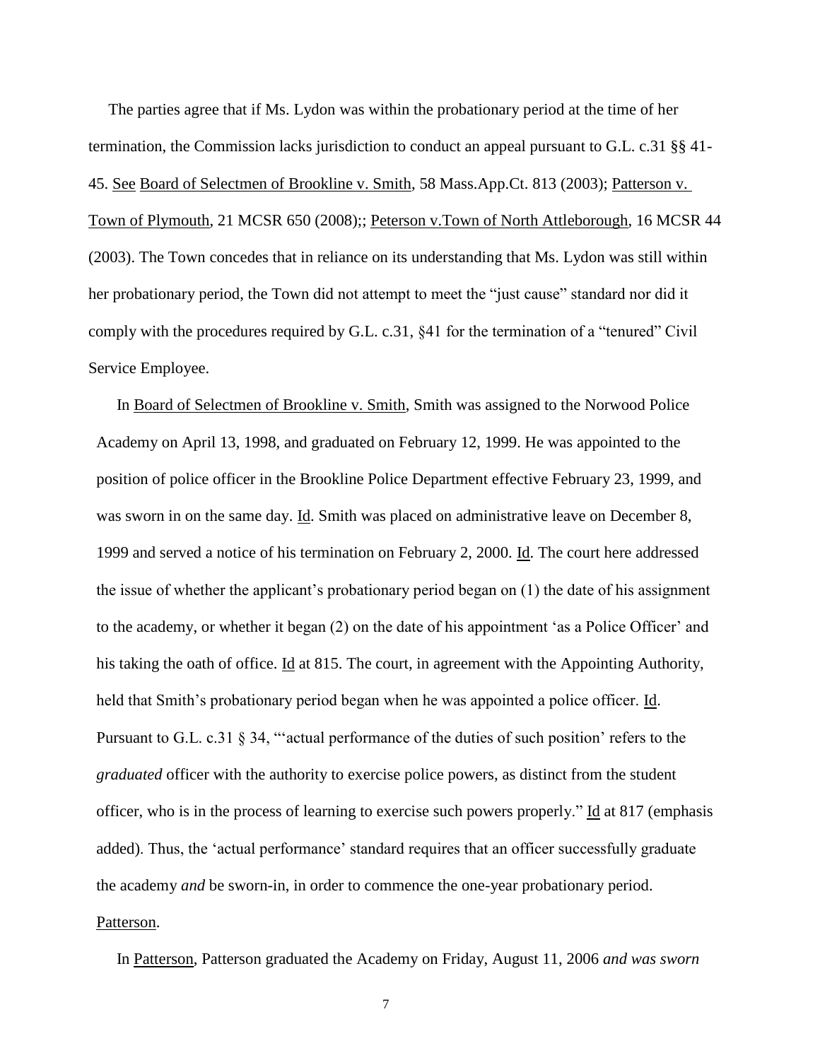The parties agree that if Ms. Lydon was within the probationary period at the time of her termination, the Commission lacks jurisdiction to conduct an appeal pursuant to G.L. c.31 §§ 41-45. See Board of Selectmen of Brookline v. Smith, 58 Mass.App.Ct. 813 (2003); Patterson v. Town of Plymouth, 21 MCSR 650 (2008);; Peterson v.Town of North Attleborough, 16 MCSR 44 (2003). The Town concedes that in reliance on its understanding that Ms. Lydon was still within her probationary period, the Town did not attempt to meet the "just cause" standard nor did it comply with the procedures required by G.L. c.31, §41 for the termination of a "tenured" Civil Service Employee.

In Board of Selectmen of Brookline v. Smith, Smith was assigned to the Norwood Police Academy on April 13, 1998, and graduated on February 12, 1999. He was appointed to the position of police officer in the Brookline Police Department effective February 23, 1999, and was sworn in on the same day. Id. Smith was placed on administrative leave on December 8, 1999 and served a notice of his termination on February 2, 2000. Id. The court here addressed the issue of whether the applicant's probationary period began on (1) the date of his assignment to the academy, or whether it began (2) on the date of his appointment 'as a Police Officer' and his taking the oath of office. Id at 815. The court, in agreement with the Appointing Authority, held that Smith's probationary period began when he was appointed a police officer. Id. Pursuant to G.L. c.31 § 34, "'actual performance of the duties of such position' refers to the *graduated* officer with the authority to exercise police powers, as distinct from the student officer, who is in the process of learning to exercise such powers properly." Id at 817 (emphasis added). Thus, the 'actual performance' standard requires that an officer successfully graduate the academy *and* be sworn-in, in order to commence the one-year probationary period. Patterson.

In Patterson, Patterson graduated the Academy on Friday, August 11, 2006 *and was sworn*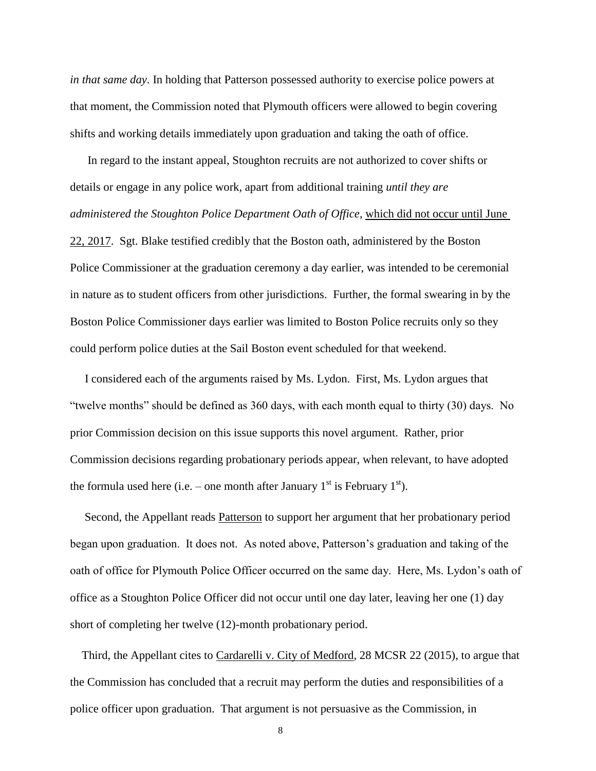*in that same day*. In holding that Patterson possessed authority to exercise police powers at that moment, the Commission noted that Plymouth officers were allowed to begin covering shifts and working details immediately upon graduation and taking the oath of office.

In regard to the instant appeal, Stoughton recruits are not authorized to cover shifts or details or engage in any police work, apart from additional training *until they are administered the Stoughton Police Department Oath of Office*, which did not occur until June 22, 2017. Sgt. Blake testified credibly that the Boston oath, administered by the Boston Police Commissioner at the graduation ceremony a day earlier, was intended to be ceremonial in nature as to student officers from other jurisdictions. Further, the formal swearing in by the Boston Police Commissioner days earlier was limited to Boston Police recruits only so they could perform police duties at the Sail Boston event scheduled for that weekend.

I considered each of the arguments raised by Ms. Lydon. First, Ms. Lydon argues that "twelve months" should be defined as 360 days, with each month equal to thirty (30) days. No prior Commission decision on this issue supports this novel argument. Rather, prior Commission decisions regarding probationary periods appear, when relevant, to have adopted the formula used here (i.e. – one month after January 1st is February 1st).

Second, the Appellant reads Patterson to support her argument that her probationary period began upon graduation. It does not. As noted above, Patterson's graduation and taking of the oath of office for Plymouth Police Officer occurred on the same day. Here, Ms. Lydon's oath of office as a Stoughton Police Officer did not occur until one day later, leaving her one (1) day short of completing her twelve (12)-month probationary period.

Third, the Appellant cites to Cardarelli v. City of Medford, 28 MCSR 22 (2015), to argue that the Commission has concluded that a recruit may perform the duties and responsibilities of a police officer upon graduation. That argument is not persuasive as the Commission, in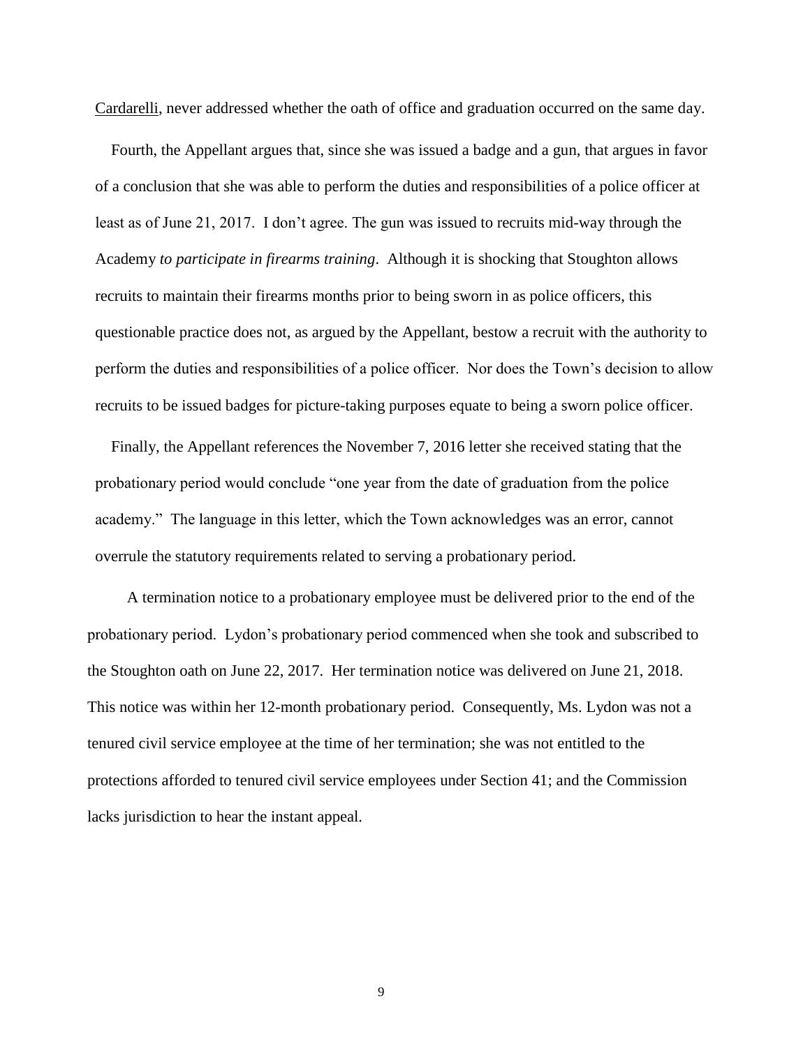Cardarelli, never addressed whether the oath of office and graduation occurred on the same day.

Fourth, the Appellant argues that, since she was issued a badge and a gun, that argues in favor of a conclusion that she was able to perform the duties and responsibilities of a police officer at least as of June 21, 2017. I don't agree. The gun was issued to recruits mid-way through the Academy *to participate in firearms training*. Although it is shocking that Stoughton allows recruits to maintain their firearms months prior to being sworn in as police officers, this questionable practice does not, as argued by the Appellant, bestow a recruit with the authority to perform the duties and responsibilities of a police officer. Nor does the Town's decision to allow recruits to be issued badges for picture-taking purposes equate to being a sworn police officer.

Finally, the Appellant references the November 7, 2016 letter she received stating that the probationary period would conclude "one year from the date of graduation from the police academy." The language in this letter, which the Town acknowledges was an error, cannot overrule the statutory requirements related to serving a probationary period.

A termination notice to a probationary employee must be delivered prior to the end of the probationary period. Lydon's probationary period commenced when she took and subscribed to the Stoughton oath on June 22, 2017. Her termination notice was delivered on June 21, 2018. This notice was within her 12-month probationary period. Consequently, Ms. Lydon was not a tenured civil service employee at the time of her termination; she was not entitled to the protections afforded to tenured civil service employees under Section 41; and the Commission lacks jurisdiction to hear the instant appeal.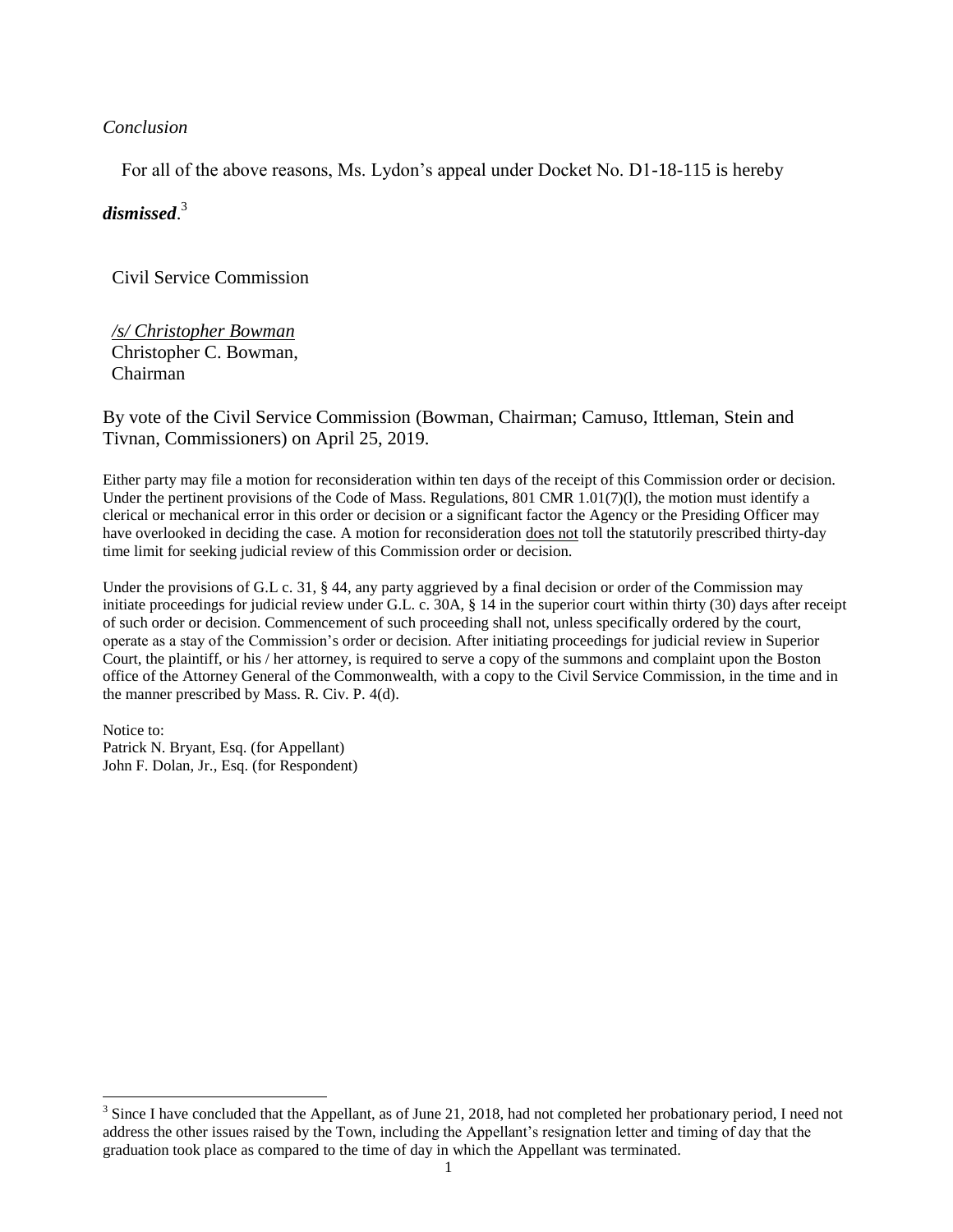*Conclusion*

For all of the above reasons, Ms. Lydon's appeal under Docket No. D1-18-115 is hereby ***dismissed***.[3]

Civil Service Commission

*/s/ Christopher Bowman*
Christopher C. Bowman,
Chairman

By vote of the Civil Service Commission (Bowman, Chairman; Camuso, Ittleman, Stein and Tivnan, Commissioners) on April 25, 2019.

Either party may file a motion for reconsideration within ten days of the receipt of this Commission order or decision. Under the pertinent provisions of the Code of Mass. Regulations, 801 CMR 1.01(7)(l), the motion must identify a clerical or mechanical error in this order or decision or a significant factor the Agency or the Presiding Officer may have overlooked in deciding the case. A motion for reconsideration does not toll the statutorily prescribed thirty-day time limit for seeking judicial review of this Commission order or decision.

Under the provisions of G.L c. 31, § 44, any party aggrieved by a final decision or order of the Commission may initiate proceedings for judicial review under G.L. c. 30A, § 14 in the superior court within thirty (30) days after receipt of such order or decision. Commencement of such proceeding shall not, unless specifically ordered by the court, operate as a stay of the Commission's order or decision. After initiating proceedings for judicial review in Superior Court, the plaintiff, or his / her attorney, is required to serve a copy of the summons and complaint upon the Boston office of the Attorney General of the Commonwealth, with a copy to the Civil Service Commission, in the time and in the manner prescribed by Mass. R. Civ. P. 4(d).

Notice to:
Patrick N. Bryant, Esq. (for Appellant)
John F. Dolan, Jr., Esq. (for Respondent)

---

[3] Since I have concluded that the Appellant, as of June 21, 2018, had not completed her probationary period, I need not address the other issues raised by the Town, including the Appellant's resignation letter and timing of day that the graduation took place as compared to the time of day in which the Appellant was terminated.